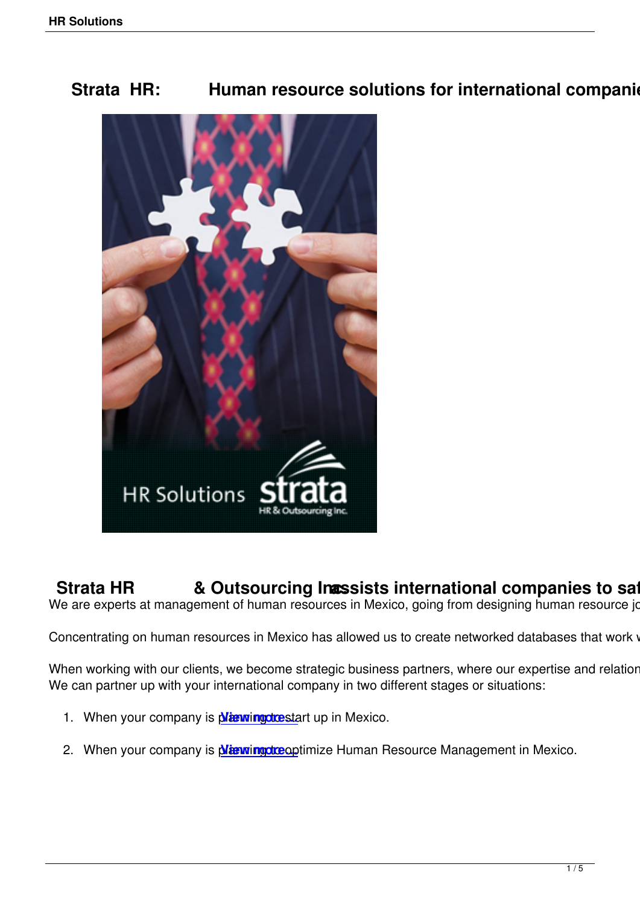# Strata HR: Human resource solutions for international companie

## Strata HR & Outsourcing Inc. assists international companies to saf

We are experts at management of human resources in Mexico, going from designing human resource jo

Concentrating on human resources in Mexico has allowed us to create networked databases that work w

When working with our clients, we become strategic business partners, where our expertise and relation
We can partner up with your international company in two different stages or situations:

1. When your company is planning to start up in Mexico. View more...

2. When your company is planning to optimize Human Resource Management in Mexico. View more...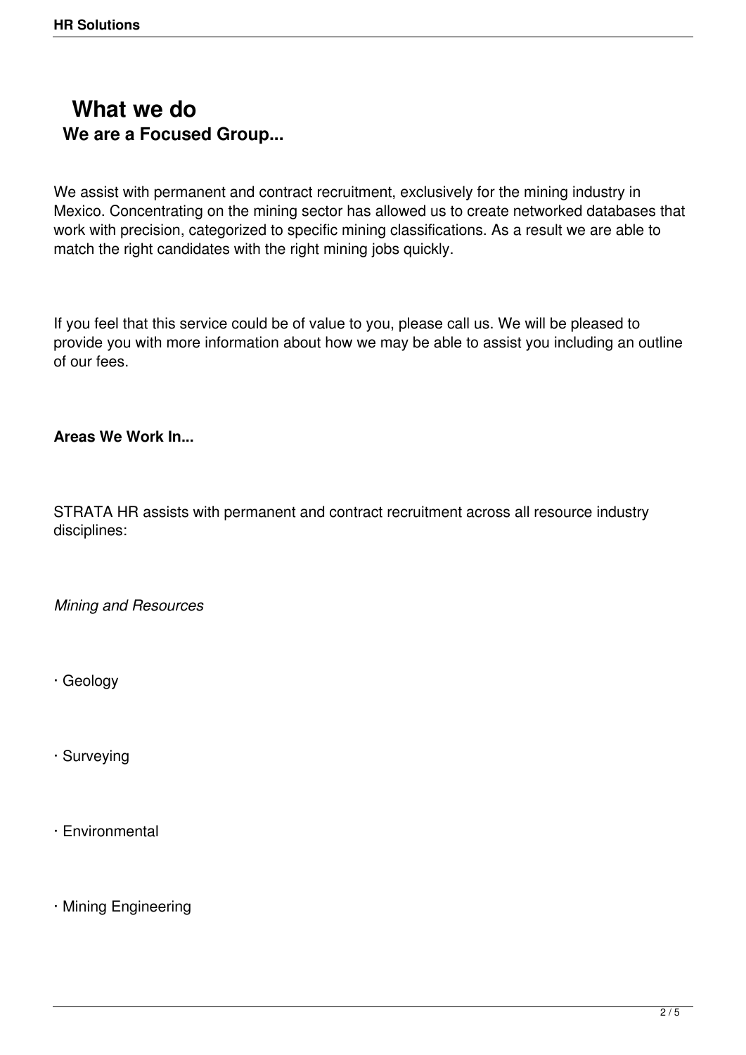# What we do

## We are a Focused Group...

We assist with permanent and contract recruitment, exclusively for the mining industry in Mexico. Concentrating on the mining sector has allowed us to create networked databases that work with precision, categorized to specific mining classifications. As a result we are able to match the right candidates with the right mining jobs quickly.

If you feel that this service could be of value to you, please call us. We will be pleased to provide you with more information about how we may be able to assist you including an outline of our fees.

**Areas We Work In...**

STRATA HR assists with permanent and contract recruitment across all resource industry disciplines:

*Mining and Resources*

- Geology
- Surveying
- Environmental
- Mining Engineering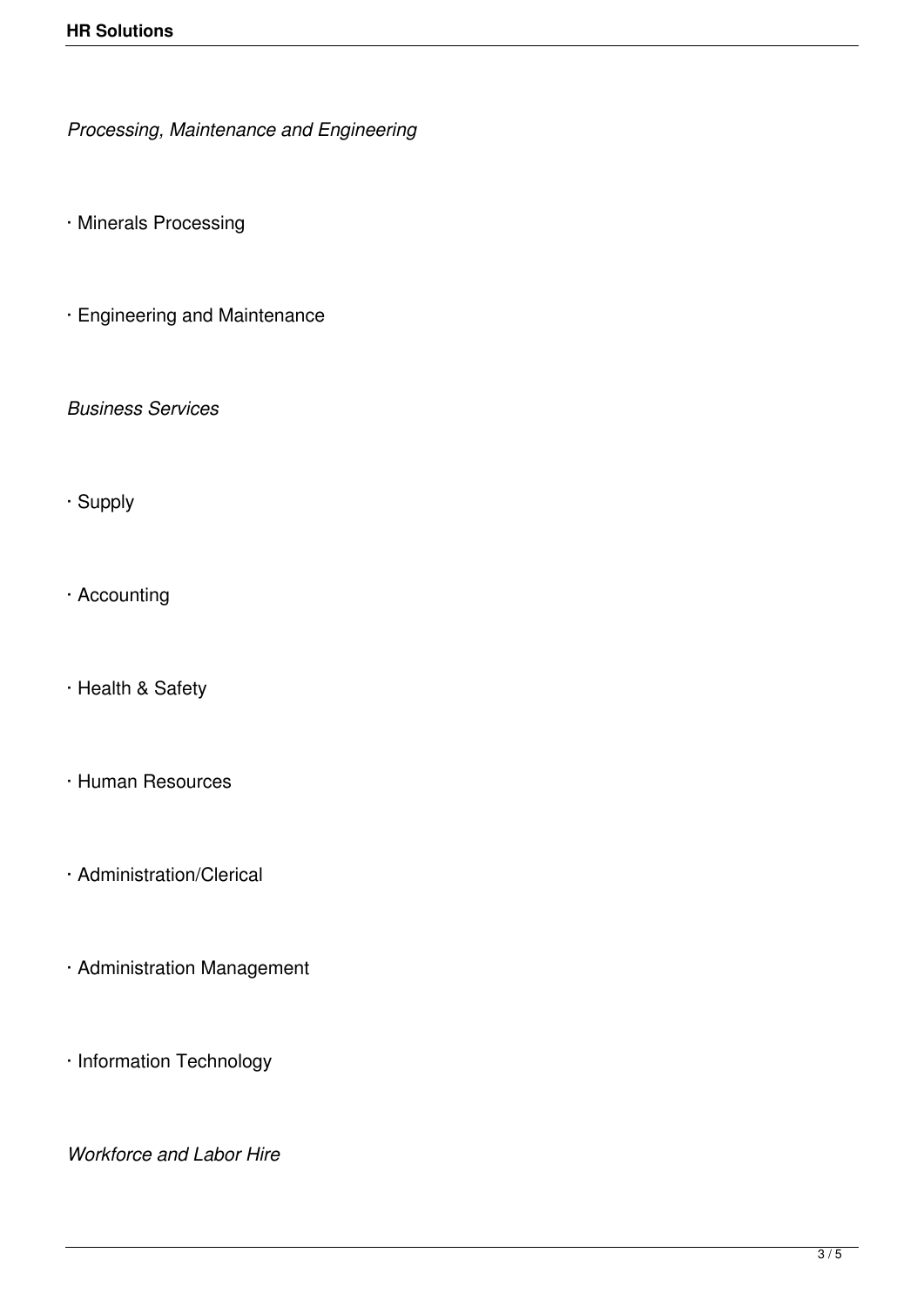*Processing, Maintenance and Engineering*

- Minerals Processing

- Engineering and Maintenance

*Business Services*

- Supply

- Accounting

- Health & Safety

- Human Resources

- Administration/Clerical

- Administration Management

- Information Technology

*Workforce and Labor Hire*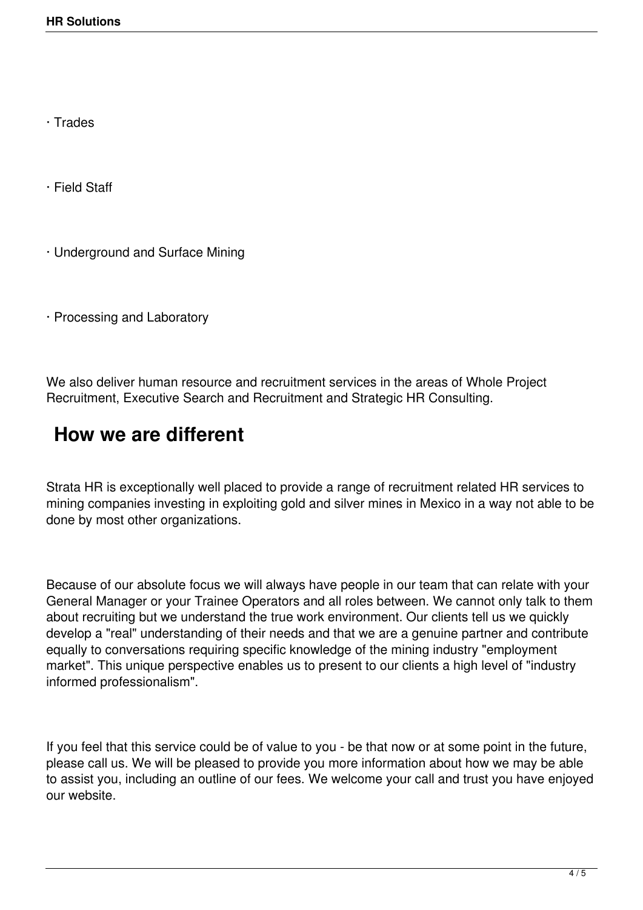- Trades
- Field Staff
- Underground and Surface Mining
- Processing and Laboratory

We also deliver human resource and recruitment services in the areas of Whole Project Recruitment, Executive Search and Recruitment and Strategic HR Consulting.

## How we are different

Strata HR is exceptionally well placed to provide a range of recruitment related HR services to mining companies investing in exploiting gold and silver mines in Mexico in a way not able to be done by most other organizations.

Because of our absolute focus we will always have people in our team that can relate with your General Manager or your Trainee Operators and all roles between. We cannot only talk to them about recruiting but we understand the true work environment. Our clients tell us we quickly develop a "real" understanding of their needs and that we are a genuine partner and contribute equally to conversations requiring specific knowledge of the mining industry "employment market". This unique perspective enables us to present to our clients a high level of "industry informed professionalism".

If you feel that this service could be of value to you - be that now or at some point in the future, please call us. We will be pleased to provide you more information about how we may be able to assist you, including an outline of our fees. We welcome your call and trust you have enjoyed our website.